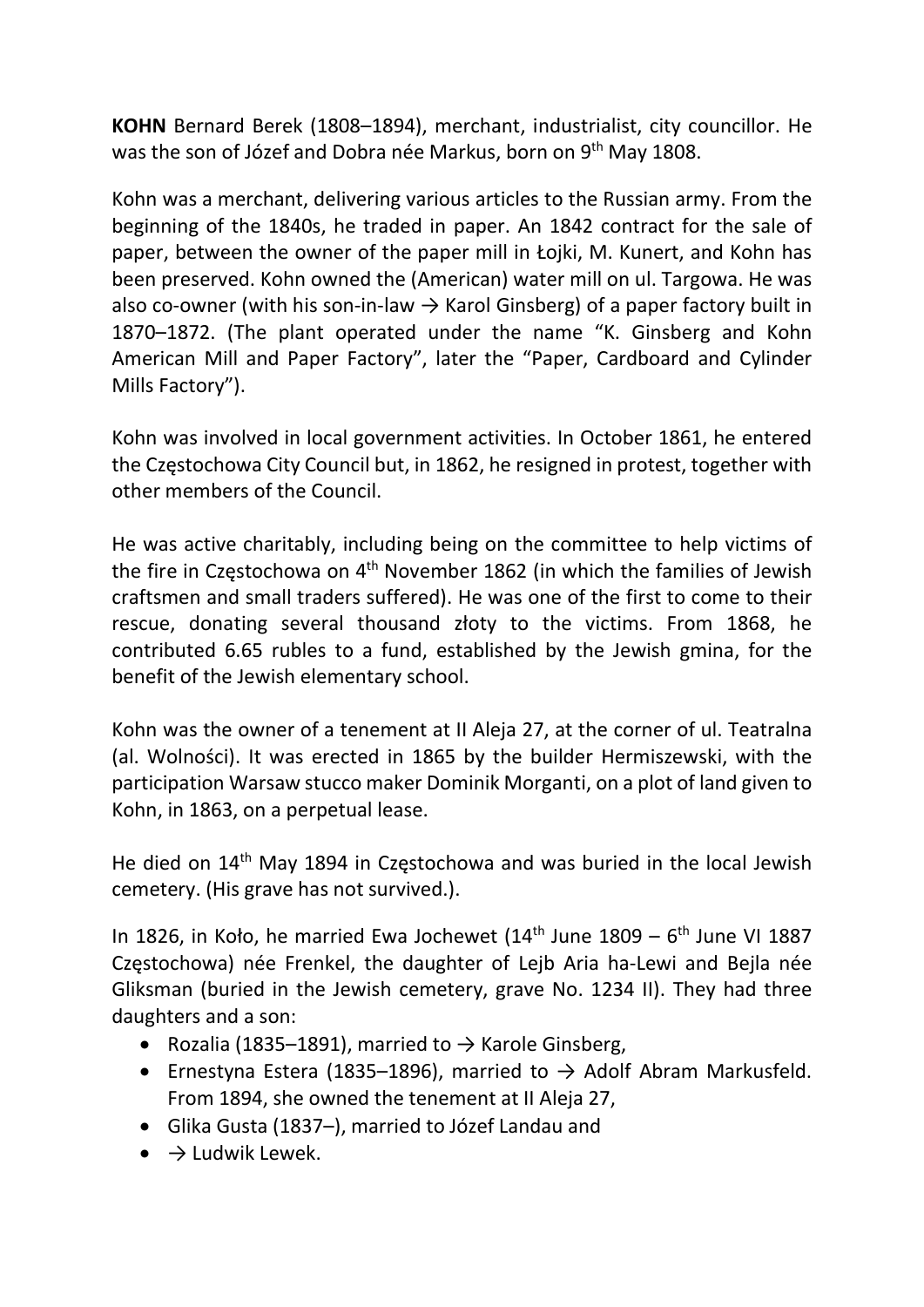**KOHN** Bernard Berek (1808–1894), merchant, industrialist, city councillor. He was the son of Józef and Dobra née Markus, born on 9th May 1808.

Kohn was a merchant, delivering various articles to the Russian army. From the beginning of the 1840s, he traded in paper. An 1842 contract for the sale of paper, between the owner of the paper mill in Łojki, M. Kunert, and Kohn has been preserved. Kohn owned the (American) water mill on ul. Targowa. He was also co-owner (with his son-in-law → Karol Ginsberg) of a paper factory built in 1870–1872. (The plant operated under the name "K. Ginsberg and Kohn American Mill and Paper Factory", later the "Paper, Cardboard and Cylinder Mills Factory").

Kohn was involved in local government activities. In October 1861, he entered the Częstochowa City Council but, in 1862, he resigned in protest, together with other members of the Council.

He was active charitably, including being on the committee to help victims of the fire in Częstochowa on 4th November 1862 (in which the families of Jewish craftsmen and small traders suffered). He was one of the first to come to their rescue, donating several thousand złoty to the victims. From 1868, he contributed 6.65 rubles to a fund, established by the Jewish gmina, for the benefit of the Jewish elementary school.

Kohn was the owner of a tenement at II Aleja 27, at the corner of ul. Teatralna (al. Wolności). It was erected in 1865 by the builder Hermiszewski, with the participation Warsaw stucco maker Dominik Morganti, on a plot of land given to Kohn, in 1863, on a perpetual lease.

He died on 14th May 1894 in Częstochowa and was buried in the local Jewish cemetery. (His grave has not survived.).

In 1826, in Koło, he married Ewa Jochewet (14th June 1809 – 6th June VI 1887 Częstochowa) née Frenkel, the daughter of Lejb Aria ha-Lewi and Bejla née Gliksman (buried in the Jewish cemetery, grave No. 1234 II). They had three daughters and a son:

- Rozalia (1835–1891), married to → Karole Ginsberg,
- Ernestyna Estera (1835–1896), married to → Adolf Abram Markusfeld. From 1894, she owned the tenement at II Aleja 27,
- Glika Gusta (1837–), married to Józef Landau and
- → Ludwik Lewek.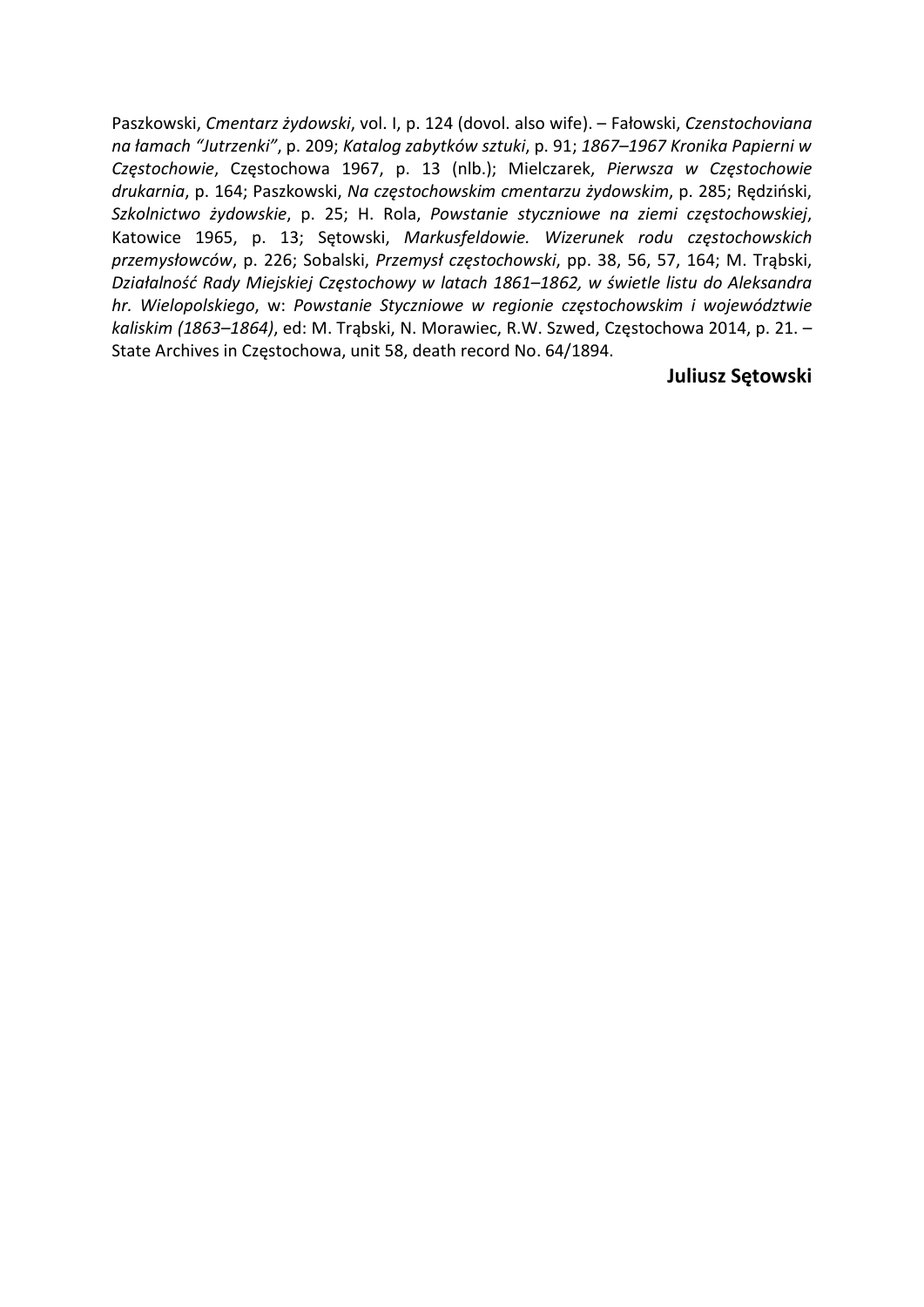Paszkowski, *Cmentarz żydowski*, vol. I, p. 124 (dovol. also wife). – Fałowski, *Czenstochoviana na łamach "Jutrzenki"*, p. 209; *Katalog zabytków sztuki*, p. 91; *1867–1967 Kronika Papierni w Częstochowie*, Częstochowa 1967, p. 13 (nlb.); Mielczarek, *Pierwsza w Częstochowie drukarnia*, p. 164; Paszkowski, *Na częstochowskim cmentarzu żydowskim*, p. 285; Rędziński, *Szkolnictwo żydowskie*, p. 25; H. Rola, *Powstanie styczniowe na ziemi częstochowskiej*, Katowice 1965, p. 13; Sętowski, *Markusfeldowie. Wizerunek rodu częstochowskich przemysłowców*, p. 226; Sobalski, *Przemysł częstochowski*, pp. 38, 56, 57, 164; M. Trąbski, *Działalność Rady Miejskiej Częstochowy w latach 1861–1862, w świetle listu do Aleksandra hr. Wielopolskiego*, w: *Powstanie Styczniowe w regionie częstochowskim i województwie kaliskim (1863–1864)*, ed: M. Trąbski, N. Morawiec, R.W. Szwed, Częstochowa 2014, p. 21. – State Archives in Częstochowa, unit 58, death record No. 64/1894.

**Juliusz Sętowski**